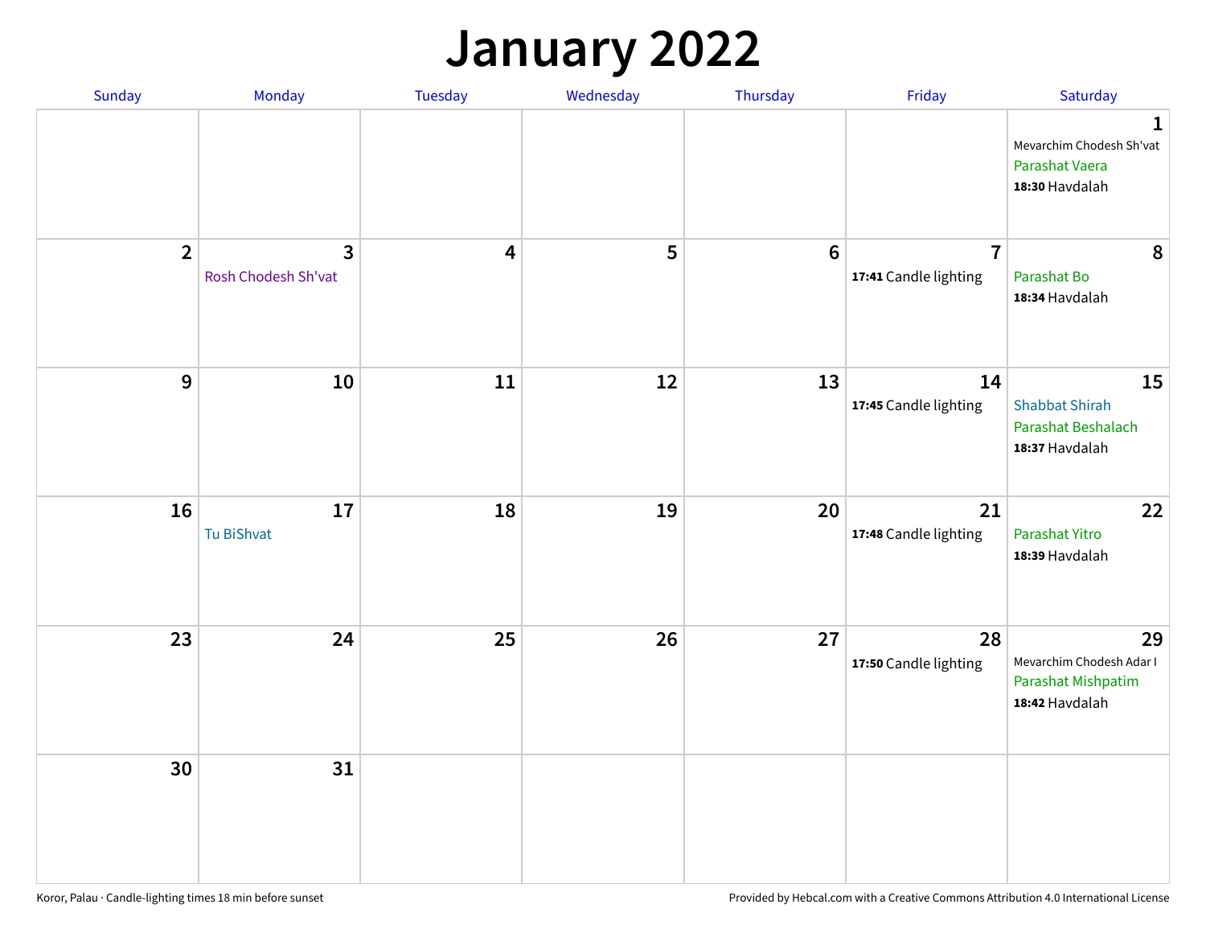# January 2022

| Sunday | Monday | Tuesday | Wednesday | Thursday | Friday | Saturday |
|---|---|---|---|---|---|---|
| | | | | | | **1** Mevarchim Chodesh Sh'vat Parashat Vaera **18:30** Havdalah |
| **2** | **3** Rosh Chodesh Sh'vat | **4** | **5** | **6** | **7** **17:41** Candle lighting | **8** Parashat Bo **18:34** Havdalah |
| **9** | **10** | **11** | **12** | **13** | **14** **17:45** Candle lighting | **15** Shabbat Shirah Parashat Beshalach **18:37** Havdalah |
| **16** | **17** Tu BiShvat | **18** | **19** | **20** | **21** **17:48** Candle lighting | **22** Parashat Yitro **18:39** Havdalah |
| **23** | **24** | **25** | **26** | **27** | **28** **17:50** Candle lighting | **29** Mevarchim Chodesh Adar I Parashat Mishpatim **18:42** Havdalah |
| **30** | **31** | | | | | |

Koror, Palau · Candle-lighting times 18 min before sunset

Provided by Hebcal.com with a Creative Commons Attribution 4.0 International License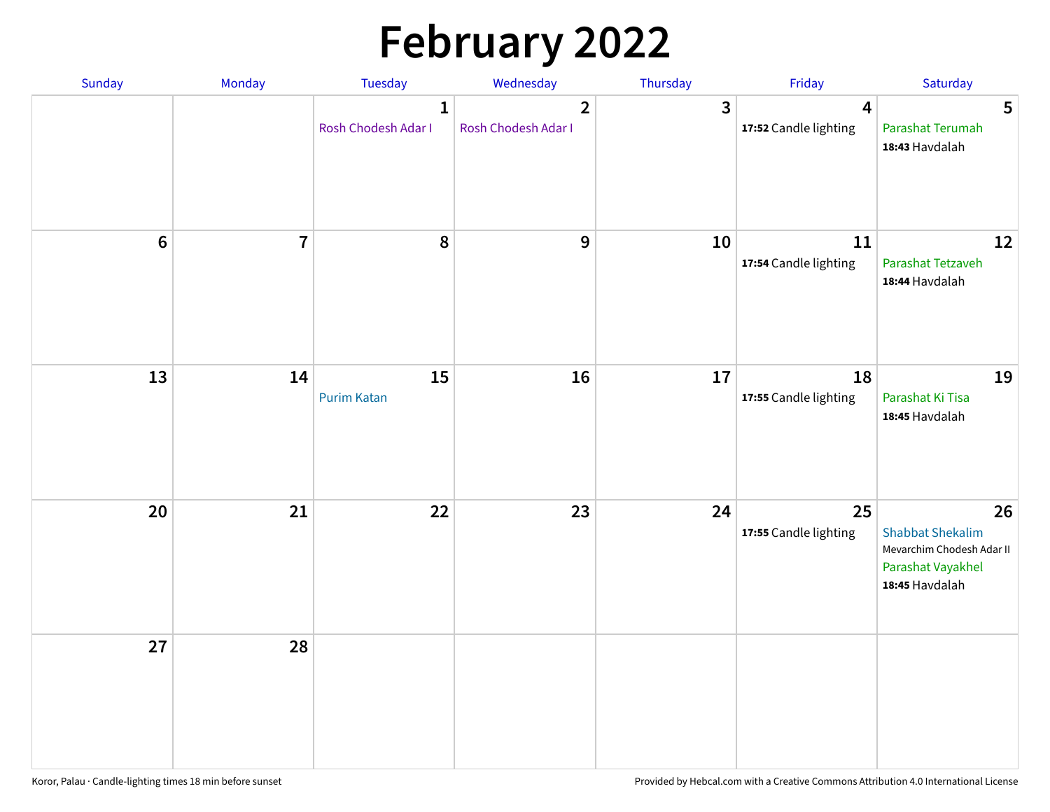# February 2022

| Sunday | Monday | Tuesday | Wednesday | Thursday | Friday | Saturday |
|---|---|---|---|---|---|---|
| | | 1<br>Rosh Chodesh Adar I | 2<br>Rosh Chodesh Adar I | 3 | 4<br>**17:52** Candle lighting | 5<br>Parashat Terumah<br>**18:43** Havdalah |
| 6 | 7 | 8 | 9 | 10 | 11<br>**17:54** Candle lighting | 12<br>Parashat Tetzaveh<br>**18:44** Havdalah |
| 13 | 14 | 15<br>Purim Katan | 16 | 17 | 18<br>**17:55** Candle lighting | 19<br>Parashat Ki Tisa<br>**18:45** Havdalah |
| 20 | 21 | 22 | 23 | 24 | 25<br>**17:55** Candle lighting | 26<br>Shabbat Shekalim<br>Mevarchim Chodesh Adar II<br>Parashat Vayakhel<br>**18:45** Havdalah |
| 27 | 28 | | | | | |

Koror, Palau · Candle-lighting times 18 min before sunset

Provided by Hebcal.com with a Creative Commons Attribution 4.0 International License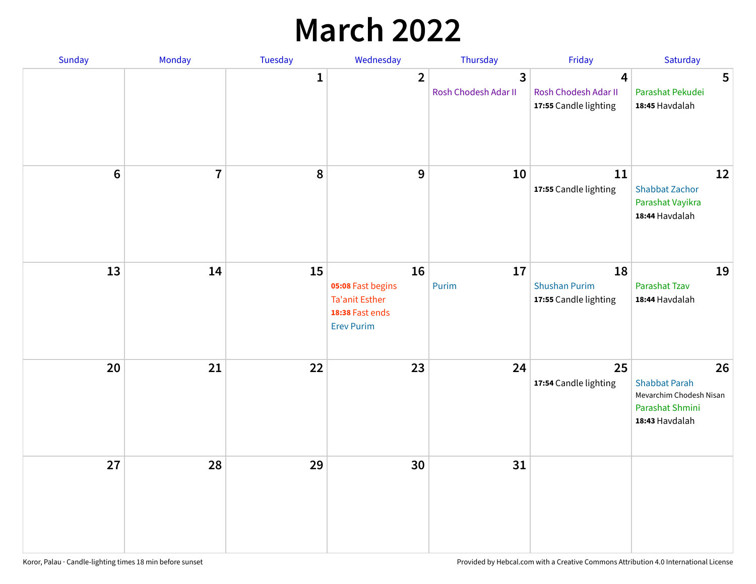# March 2022

| Sunday | Monday | Tuesday | Wednesday | Thursday | Friday | Saturday |
|---|---|---|---|---|---|---|
| | | 1 | 2 | 3<br>Rosh Chodesh Adar II | 4<br>Rosh Chodesh Adar II<br>**17:55** Candle lighting | 5<br>Parashat Pekudei<br>**18:45** Havdalah |
| 6 | 7 | 8 | 9 | 10 | 11<br>**17:55** Candle lighting | 12<br>Shabbat Zachor<br>Parashat Vayikra<br>**18:44** Havdalah |
| 13 | 14 | 15 | 16<br>**05:08** Fast begins<br>Ta'anit Esther<br>**18:38** Fast ends<br>Erev Purim | 17<br>Purim | 18<br>Shushan Purim<br>**17:55** Candle lighting | 19<br>Parashat Tzav<br>**18:44** Havdalah |
| 20 | 21 | 22 | 23 | 24 | 25<br>**17:54** Candle lighting | 26<br>Shabbat Parah<br>Mevarchim Chodesh Nisan<br>Parashat Shmini<br>**18:43** Havdalah |
| 27 | 28 | 29 | 30 | 31 | | |

Koror, Palau · Candle-lighting times 18 min before sunset

Provided by Hebcal.com with a Creative Commons Attribution 4.0 International License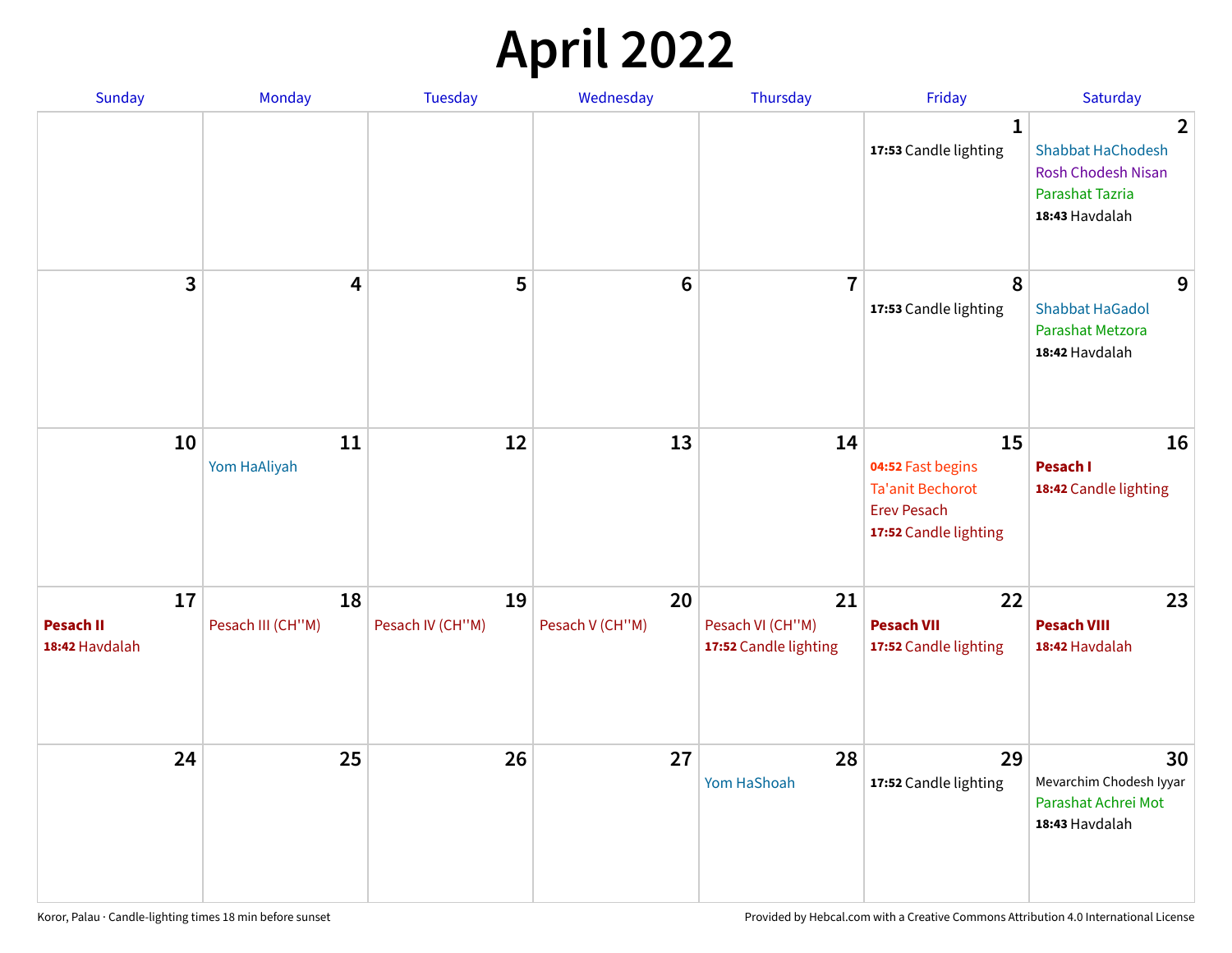# April 2022

| Sunday | Monday | Tuesday | Wednesday | Thursday | Friday | Saturday |
|---|---|---|---|---|---|---|
| | | | | | 1<br>17:53 Candle lighting | 2<br>Shabbat HaChodesh<br>Rosh Chodesh Nisan<br>Parashat Tazria<br>18:43 Havdalah |
| 3 | 4 | 5 | 6 | 7 | 8<br>17:53 Candle lighting | 9<br>Shabbat HaGadol<br>Parashat Metzora<br>18:42 Havdalah |
| 10 | 11<br>Yom HaAliyah | 12 | 13 | 14 | 15<br>04:52 Fast begins<br>Ta'anit Bechorot<br>Erev Pesach<br>17:52 Candle lighting | 16<br>**Pesach I**<br>18:42 Candle lighting |
| 17<br>**Pesach II**<br>18:42 Havdalah | 18<br>Pesach III (CH''M) | 19<br>Pesach IV (CH''M) | 20<br>Pesach V (CH''M) | 21<br>Pesach VI (CH''M)<br>17:52 Candle lighting | 22<br>**Pesach VII**<br>17:52 Candle lighting | 23<br>**Pesach VIII**<br>18:42 Havdalah |
| 24 | 25 | 26 | 27 | 28<br>Yom HaShoah | 29<br>17:52 Candle lighting | 30<br>Mevarchim Chodesh Iyyar<br>Parashat Achrei Mot<br>18:43 Havdalah |

Koror, Palau · Candle-lighting times 18 min before sunset

Provided by Hebcal.com with a Creative Commons Attribution 4.0 International License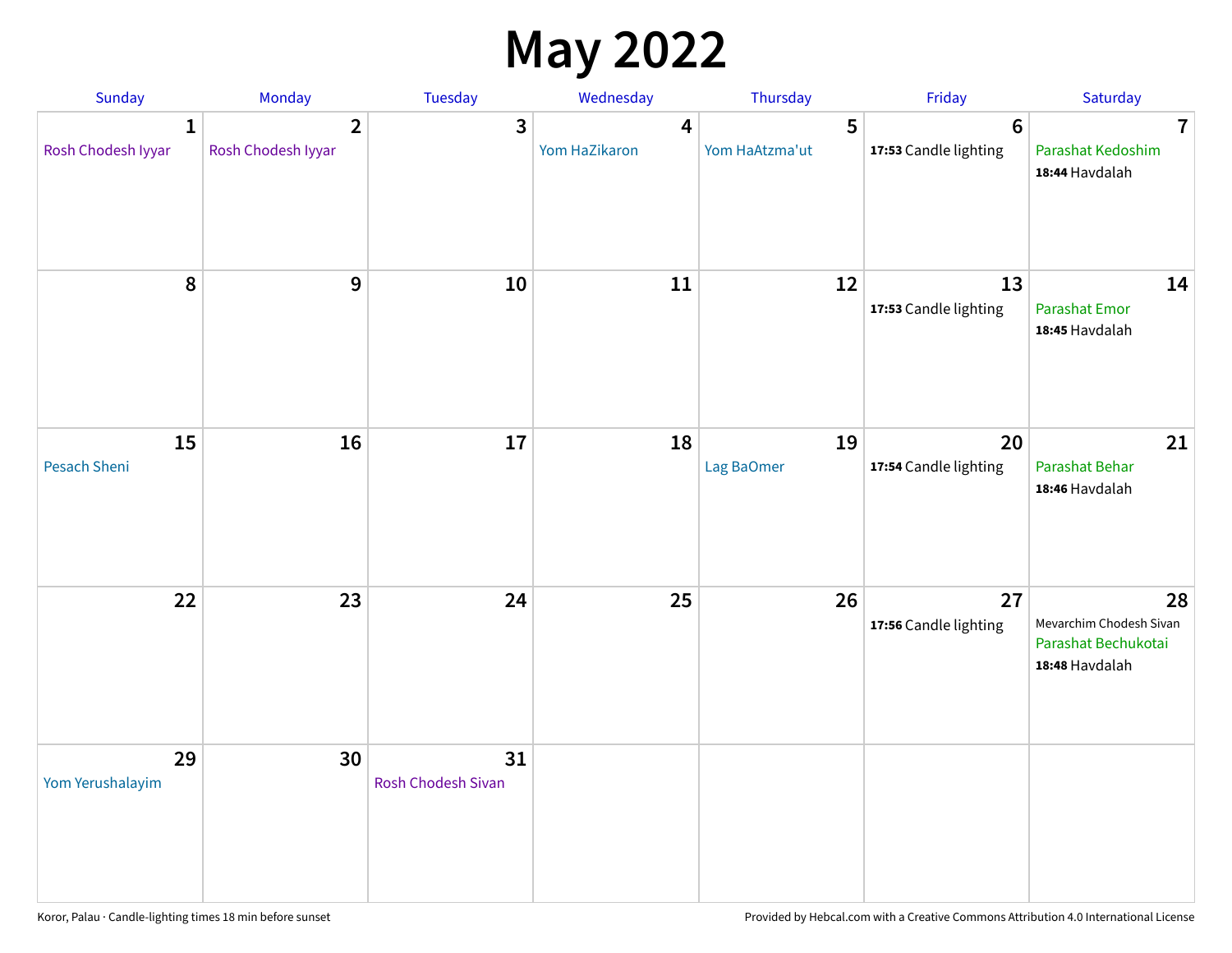# May 2022

| Sunday | Monday | Tuesday | Wednesday | Thursday | Friday | Saturday |
|---|---|---|---|---|---|---|
| **1** Rosh Chodesh Iyyar | **2** Rosh Chodesh Iyyar | **3** | **4** Yom HaZikaron | **5** Yom HaAtzma'ut | **6** **17:53** Candle lighting | **7** Parashat Kedoshim **18:44** Havdalah |
| **8** | **9** | **10** | **11** | **12** | **13** **17:53** Candle lighting | **14** Parashat Emor **18:45** Havdalah |
| **15** Pesach Sheni | **16** | **17** | **18** | **19** Lag BaOmer | **20** **17:54** Candle lighting | **21** Parashat Behar **18:46** Havdalah |
| **22** | **23** | **24** | **25** | **26** | **27** **17:56** Candle lighting | **28** Mevarchim Chodesh Sivan Parashat Bechukotai **18:48** Havdalah |
| **29** Yom Yerushalayim | **30** | **31** Rosh Chodesh Sivan | | | | |

Koror, Palau · Candle-lighting times 18 min before sunset

Provided by Hebcal.com with a Creative Commons Attribution 4.0 International License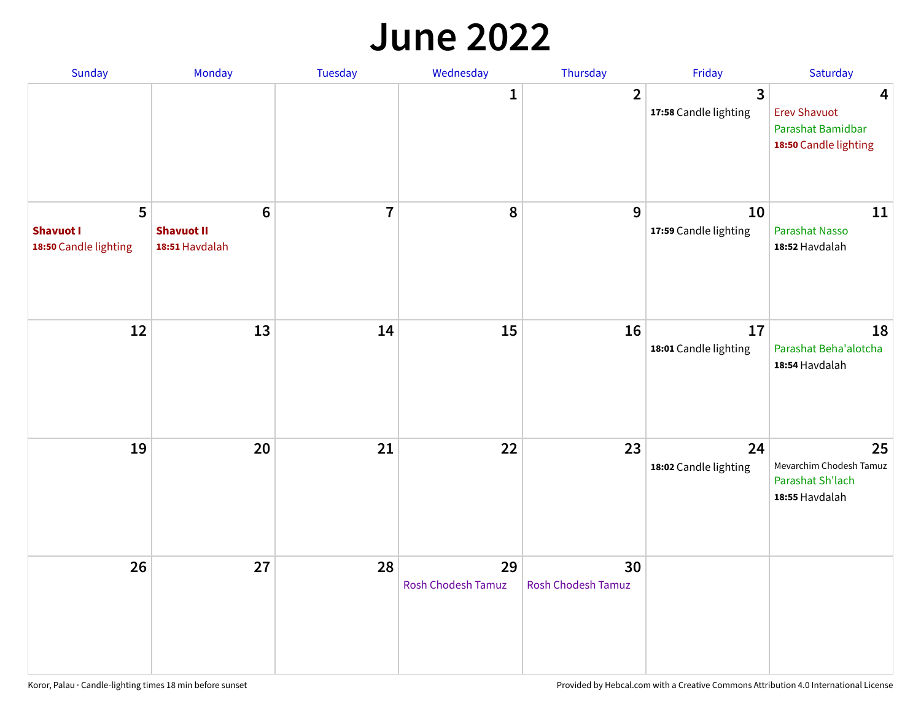# June 2022

| Sunday | Monday | Tuesday | Wednesday | Thursday | Friday | Saturday |
|---|---|---|---|---|---|---|
| | | | 1 | 2 | 3<br>**17:58** Candle lighting | 4<br>Erev Shavuot<br>Parashat Bamidbar<br>**18:50** Candle lighting |
| 5<br>**Shavuot I**<br>**18:50** Candle lighting | 6<br>**Shavuot II**<br>**18:51** Havdalah | 7 | 8 | 9 | 10<br>**17:59** Candle lighting | 11<br>Parashat Nasso<br>**18:52** Havdalah |
| 12 | 13 | 14 | 15 | 16 | 17<br>**18:01** Candle lighting | 18<br>Parashat Beha'alotcha<br>**18:54** Havdalah |
| 19 | 20 | 21 | 22 | 23 | 24<br>**18:02** Candle lighting | 25<br>Mevarchim Chodesh Tamuz<br>Parashat Sh'lach<br>**18:55** Havdalah |
| 26 | 27 | 28 | 29<br>Rosh Chodesh Tamuz | 30<br>Rosh Chodesh Tamuz | | |

Koror, Palau · Candle-lighting times 18 min before sunset

Provided by Hebcal.com with a Creative Commons Attribution 4.0 International License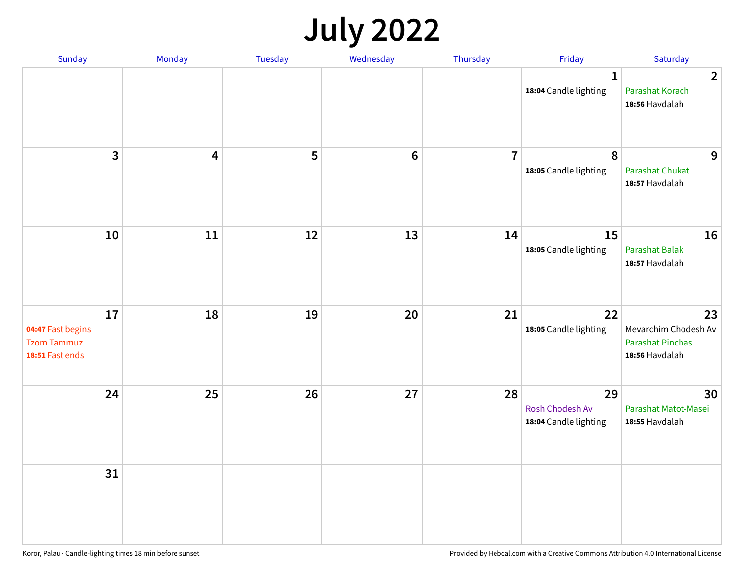# July 2022

| Sunday | Monday | Tuesday | Wednesday | Thursday | Friday | Saturday |
|---|---|---|---|---|---|---|
| | | | | | 1<br>**18:04** Candle lighting | 2<br>Parashat Korach<br>**18:56** Havdalah |
| 3 | 4 | 5 | 6 | 7 | 8<br>**18:05** Candle lighting | 9<br>Parashat Chukat<br>**18:57** Havdalah |
| 10 | 11 | 12 | 13 | 14 | 15<br>**18:05** Candle lighting | 16<br>Parashat Balak<br>**18:57** Havdalah |
| 17<br>**04:47** Fast begins<br>Tzom Tammuz<br>**18:51** Fast ends | 18 | 19 | 20 | 21 | 22<br>**18:05** Candle lighting | 23<br>Mevarchim Chodesh Av<br>Parashat Pinchas<br>**18:56** Havdalah |
| 24 | 25 | 26 | 27 | 28 | 29<br>Rosh Chodesh Av<br>**18:04** Candle lighting | 30<br>Parashat Matot-Masei<br>**18:55** Havdalah |
| 31 | | | | | | |

Koror, Palau · Candle-lighting times 18 min before sunset

Provided by Hebcal.com with a Creative Commons Attribution 4.0 International License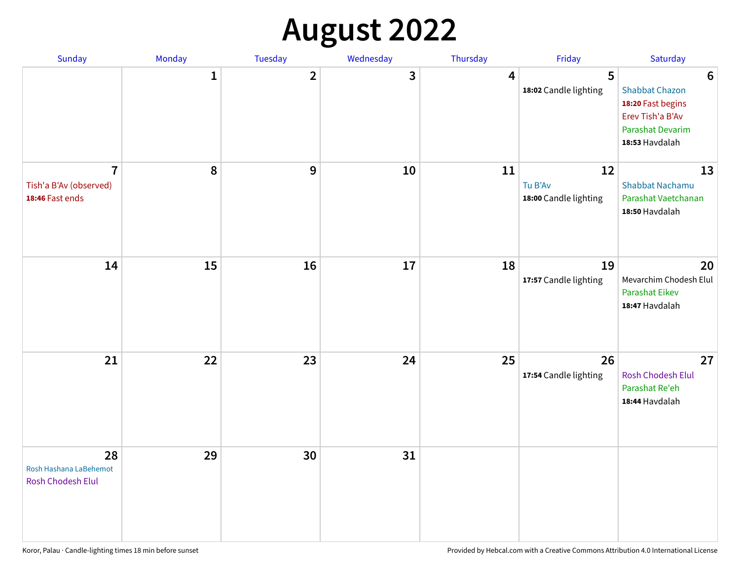# August 2022

| Sunday | Monday | Tuesday | Wednesday | Thursday | Friday | Saturday |
| --- | --- | --- | --- | --- | --- | --- |
| | 1 | 2 | 3 | 4 | 5<br>**18:02** Candle lighting | 6<br>Shabbat Chazon<br>**18:20** Fast begins<br>Erev Tish'a B'Av<br>Parashat Devarim<br>**18:53** Havdalah |
| 7<br>Tish'a B'Av (observed)<br>**18:46** Fast ends | 8 | 9 | 10 | 11 | 12<br>Tu B'Av<br>**18:00** Candle lighting | 13<br>Shabbat Nachamu<br>Parashat Vaetchanan<br>**18:50** Havdalah |
| 14 | 15 | 16 | 17 | 18 | 19<br>**17:57** Candle lighting | 20<br>Mevarchim Chodesh Elul<br>Parashat Eikev<br>**18:47** Havdalah |
| 21 | 22 | 23 | 24 | 25 | 26<br>**17:54** Candle lighting | 27<br>Rosh Chodesh Elul<br>Parashat Re'eh<br>**18:44** Havdalah |
| 28<br>Rosh Hashana LaBehemot<br>Rosh Chodesh Elul | 29 | 30 | 31 | | | |

Koror, Palau · Candle-lighting times 18 min before sunset

Provided by Hebcal.com with a Creative Commons Attribution 4.0 International License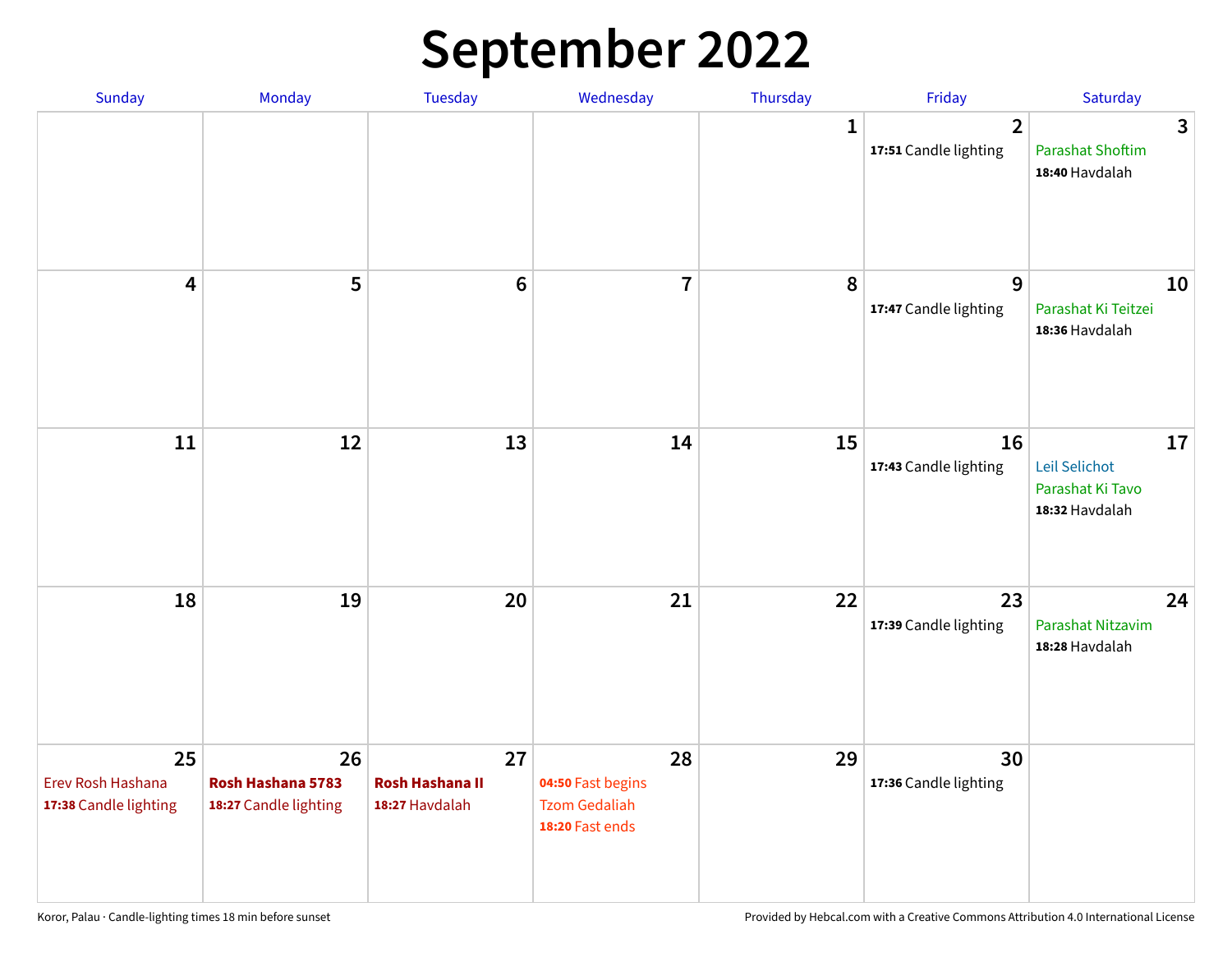# September 2022

| Sunday | Monday | Tuesday | Wednesday | Thursday | Friday | Saturday |
|---|---|---|---|---|---|---|
| | | | | 1 | 2<br>**17:51** Candle lighting | 3<br>Parashat Shoftim<br>**18:40** Havdalah |
| 4 | 5 | 6 | 7 | 8 | 9<br>**17:47** Candle lighting | 10<br>Parashat Ki Teitzei<br>**18:36** Havdalah |
| 11 | 12 | 13 | 14 | 15 | 16<br>**17:43** Candle lighting | 17<br>Leil Selichot<br>Parashat Ki Tavo<br>**18:32** Havdalah |
| 18 | 19 | 20 | 21 | 22 | 23<br>**17:39** Candle lighting | 24<br>Parashat Nitzavim<br>**18:28** Havdalah |
| 25<br>Erev Rosh Hashana<br>**17:38** Candle lighting | 26<br>**Rosh Hashana 5783**<br>**18:27** Candle lighting | 27<br>**Rosh Hashana II**<br>**18:27** Havdalah | 28<br>**04:50** Fast begins<br>Tzom Gedaliah<br>**18:20** Fast ends | 29 | 30<br>**17:36** Candle lighting | |

Koror, Palau · Candle-lighting times 18 min before sunset

Provided by Hebcal.com with a Creative Commons Attribution 4.0 International License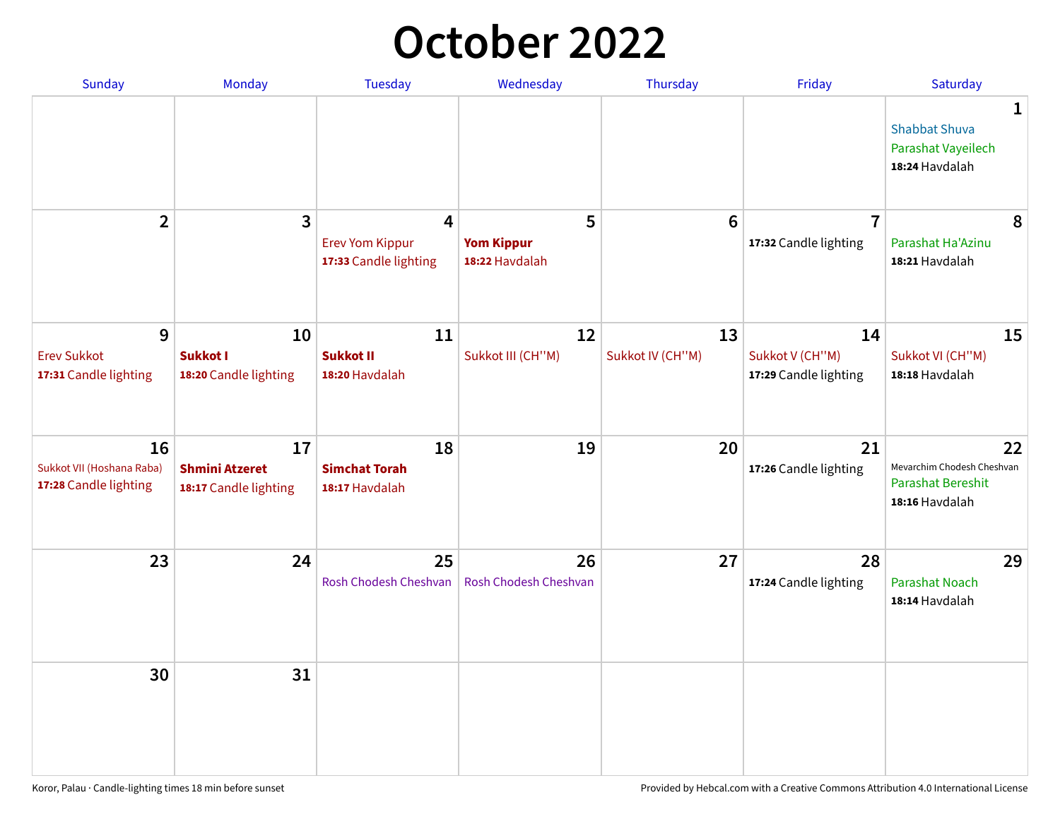# October 2022

| Sunday | Monday | Tuesday | Wednesday | Thursday | Friday | Saturday |
|---|---|---|---|---|---|---|
| | | | | | | **1** Shabbat Shuva Parashat Vayeilech **18:24** Havdalah |
| **2** | **3** | **4** Erev Yom Kippur **17:33** Candle lighting | **5** **Yom Kippur** **18:22** Havdalah | **6** | **7** **17:32** Candle lighting | **8** Parashat Ha'Azinu **18:21** Havdalah |
| **9** Erev Sukkot **17:31** Candle lighting | **10** **Sukkot I** **18:20** Candle lighting | **11** **Sukkot II** **18:20** Havdalah | **12** Sukkot III (CH''M) | **13** Sukkot IV (CH''M) | **14** Sukkot V (CH''M) **17:29** Candle lighting | **15** Sukkot VI (CH''M) **18:18** Havdalah |
| **16** Sukkot VII (Hoshana Raba) **17:28** Candle lighting | **17** **Shmini Atzeret** **18:17** Candle lighting | **18** **Simchat Torah** **18:17** Havdalah | **19** | **20** | **21** **17:26** Candle lighting | **22** Mevarchim Chodesh Cheshvan Parashat Bereshit **18:16** Havdalah |
| **23** | **24** | **25** Rosh Chodesh Cheshvan | **26** Rosh Chodesh Cheshvan | **27** | **28** **17:24** Candle lighting | **29** Parashat Noach **18:14** Havdalah |
| **30** | **31** | | | | | |

Koror, Palau · Candle-lighting times 18 min before sunset

Provided by Hebcal.com with a Creative Commons Attribution 4.0 International License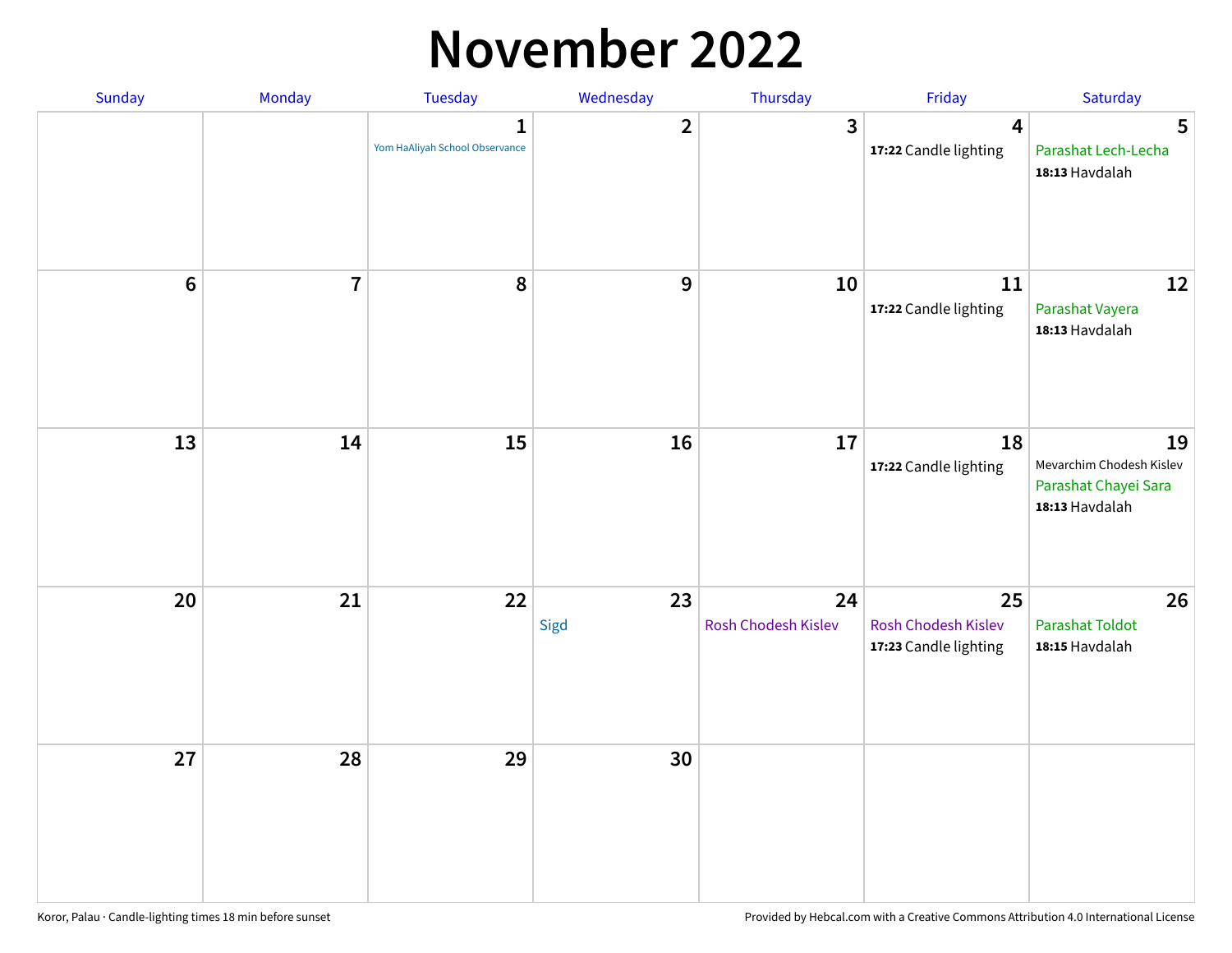# November 2022

| Sunday | Monday | Tuesday | Wednesday | Thursday | Friday | Saturday |
|---|---|---|---|---|---|---|
| | | 1 Yom HaAliyah School Observance | 2 | 3 | 4 **17:22** Candle lighting | 5 Parashat Lech-Lecha **18:13** Havdalah |
| 6 | 7 | 8 | 9 | 10 | 11 **17:22** Candle lighting | 12 Parashat Vayera **18:13** Havdalah |
| 13 | 14 | 15 | 16 | 17 | 18 **17:22** Candle lighting | 19 Mevarchim Chodesh Kislev Parashat Chayei Sara **18:13** Havdalah |
| 20 | 21 | 22 | 23 Sigd | 24 Rosh Chodesh Kislev | 25 Rosh Chodesh Kislev **17:23** Candle lighting | 26 Parashat Toldot **18:15** Havdalah |
| 27 | 28 | 29 | 30 | | | |

Koror, Palau · Candle-lighting times 18 min before sunset

Provided by Hebcal.com with a Creative Commons Attribution 4.0 International License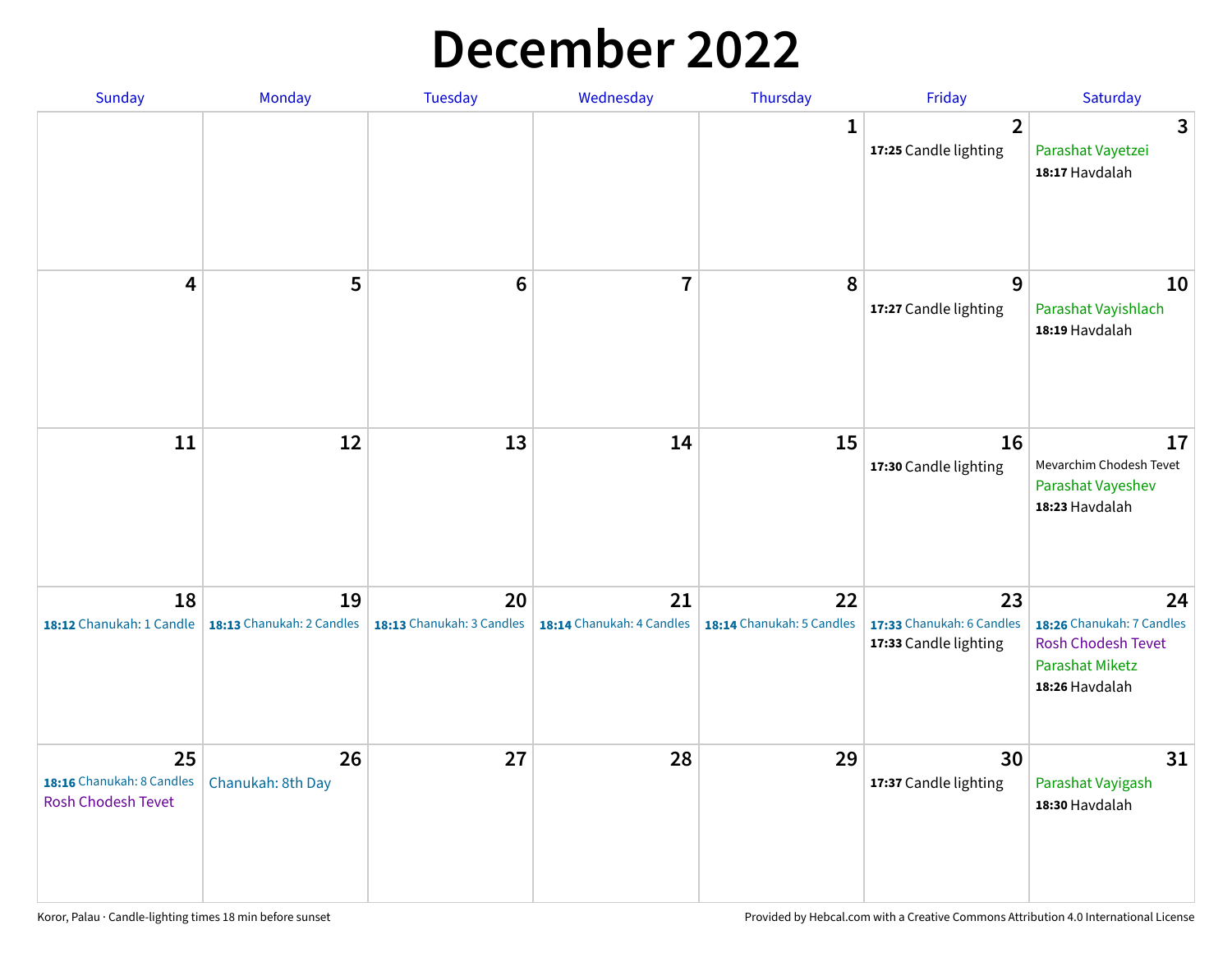# December 2022

| Sunday | Monday | Tuesday | Wednesday | Thursday | Friday | Saturday |
|---|---|---|---|---|---|---|
| | | | | 1 | 2<br>**17:25** Candle lighting | 3<br>Parashat Vayetzei<br>**18:17** Havdalah |
| 4 | 5 | 6 | 7 | 8 | 9<br>**17:27** Candle lighting | 10<br>Parashat Vayishlach<br>**18:19** Havdalah |
| 11 | 12 | 13 | 14 | 15 | 16<br>**17:30** Candle lighting | 17<br>Mevarchim Chodesh Tevet<br>Parashat Vayeshev<br>**18:23** Havdalah |
| 18<br>**18:12** Chanukah: 1 Candle | 19<br>**18:13** Chanukah: 2 Candles | 20<br>**18:13** Chanukah: 3 Candles | 21<br>**18:14** Chanukah: 4 Candles | 22<br>**18:14** Chanukah: 5 Candles | 23<br>**17:33** Chanukah: 6 Candles<br>**17:33** Candle lighting | 24<br>**18:26** Chanukah: 7 Candles<br>Rosh Chodesh Tevet<br>Parashat Miketz<br>**18:26** Havdalah |
| 25<br>**18:16** Chanukah: 8 Candles<br>Rosh Chodesh Tevet | 26<br>Chanukah: 8th Day | 27 | 28 | 29 | 30<br>**17:37** Candle lighting | 31<br>Parashat Vayigash<br>**18:30** Havdalah |

Koror, Palau · Candle-lighting times 18 min before sunset

Provided by Hebcal.com with a Creative Commons Attribution 4.0 International License